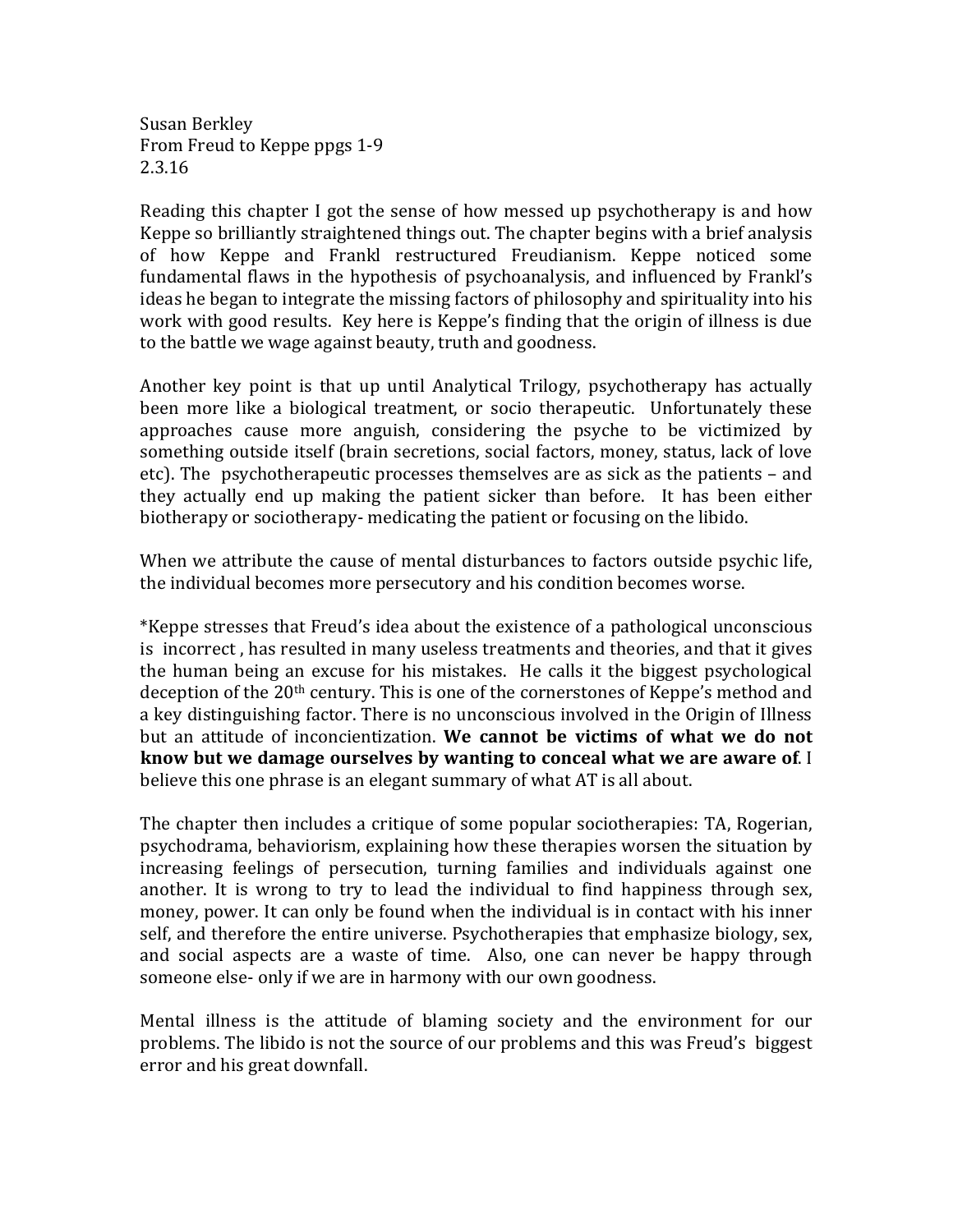Susan Berkley
From Freud to Keppe ppgs 1-9
2.3.16

Reading this chapter I got the sense of how messed up psychotherapy is and how Keppe so brilliantly straightened things out. The chapter begins with a brief analysis of how Keppe and Frankl restructured Freudianism. Keppe noticed some fundamental flaws in the hypothesis of psychoanalysis, and influenced by Frankl's ideas he began to integrate the missing factors of philosophy and spirituality into his work with good results. Key here is Keppe's finding that the origin of illness is due to the battle we wage against beauty, truth and goodness.

Another key point is that up until Analytical Trilogy, psychotherapy has actually been more like a biological treatment, or socio therapeutic. Unfortunately these approaches cause more anguish, considering the psyche to be victimized by something outside itself (brain secretions, social factors, money, status, lack of love etc). The psychotherapeutic processes themselves are as sick as the patients – and they actually end up making the patient sicker than before. It has been either biotherapy or sociotherapy- medicating the patient or focusing on the libido.

When we attribute the cause of mental disturbances to factors outside psychic life, the individual becomes more persecutory and his condition becomes worse.

*Keppe stresses that Freud's idea about the existence of a pathological unconscious is incorrect , has resulted in many useless treatments and theories, and that it gives the human being an excuse for his mistakes. He calls it the biggest psychological deception of the 20th century. This is one of the cornerstones of Keppe's method and a key distinguishing factor. There is no unconscious involved in the Origin of Illness but an attitude of inconcientization. **We cannot be victims of what we do not know but we damage ourselves by wanting to conceal what we are aware of**. I believe this one phrase is an elegant summary of what AT is all about.

The chapter then includes a critique of some popular sociotherapies: TA, Rogerian, psychodrama, behaviorism, explaining how these therapies worsen the situation by increasing feelings of persecution, turning families and individuals against one another. It is wrong to try to lead the individual to find happiness through sex, money, power. It can only be found when the individual is in contact with his inner self, and therefore the entire universe. Psychotherapies that emphasize biology, sex, and social aspects are a waste of time. Also, one can never be happy through someone else- only if we are in harmony with our own goodness.

Mental illness is the attitude of blaming society and the environment for our problems. The libido is not the source of our problems and this was Freud's biggest error and his great downfall.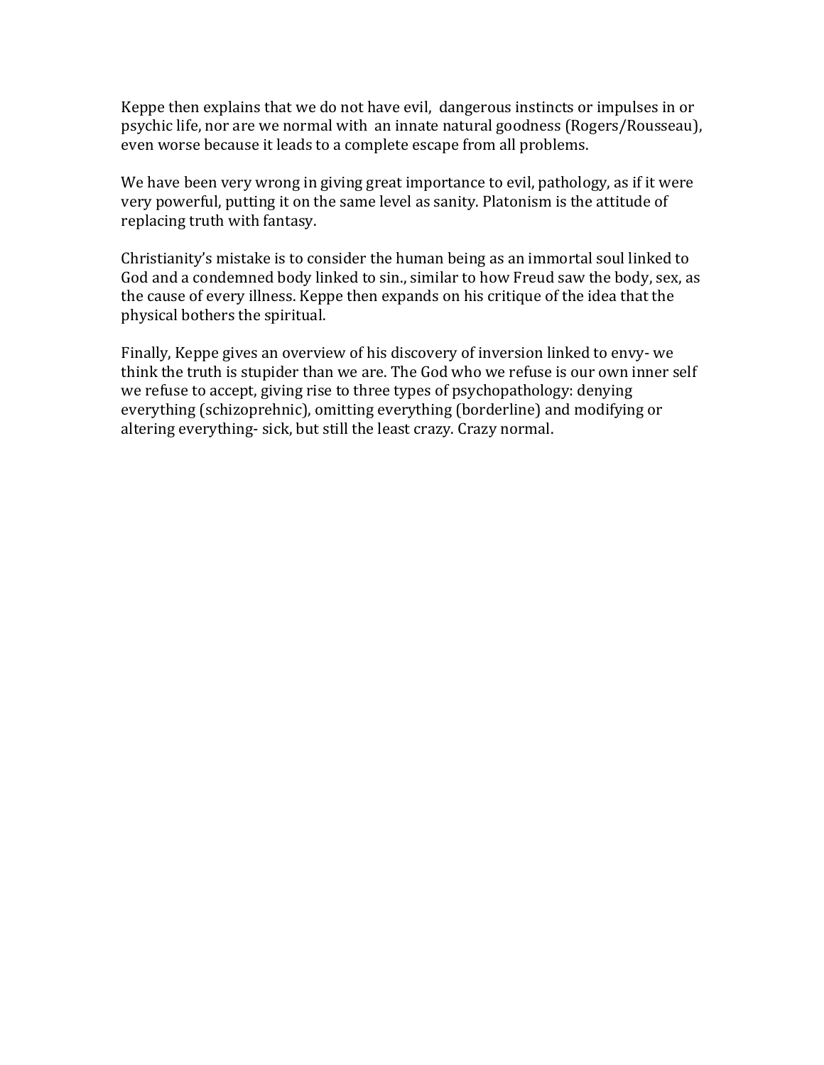Keppe then explains that we do not have evil, dangerous instincts or impulses in or psychic life, nor are we normal with an innate natural goodness (Rogers/Rousseau), even worse because it leads to a complete escape from all problems.

We have been very wrong in giving great importance to evil, pathology, as if it were very powerful, putting it on the same level as sanity. Platonism is the attitude of replacing truth with fantasy.

Christianity's mistake is to consider the human being as an immortal soul linked to God and a condemned body linked to sin., similar to how Freud saw the body, sex, as the cause of every illness. Keppe then expands on his critique of the idea that the physical bothers the spiritual.

Finally, Keppe gives an overview of his discovery of inversion linked to envy- we think the truth is stupider than we are. The God who we refuse is our own inner self we refuse to accept, giving rise to three types of psychopathology: denying everything (schizoprehnic), omitting everything (borderline) and modifying or altering everything- sick, but still the least crazy. Crazy normal.